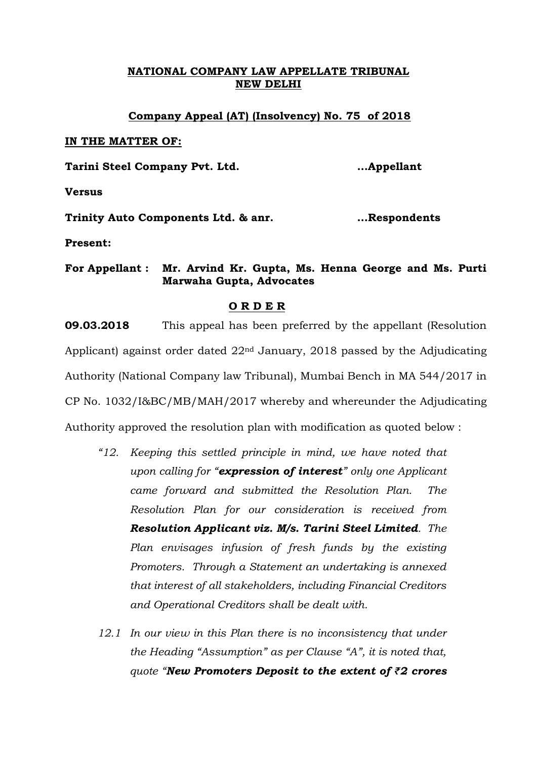**NATIONAL COMPANY LAW APPELLATE TRIBUNAL**
**NEW DELHI**

**Company Appeal (AT) (Insolvency) No. 75 of 2018**

**IN THE MATTER OF:**

**Tarini Steel Company Pvt. Ltd. ...Appellant**

**Versus**

**Trinity Auto Components Ltd. & anr. ...Respondents**

**Present:**

**For Appellant : Mr. Arvind Kr. Gupta, Ms. Henna George and Ms. Purti Marwaha Gupta, Advocates**

**O R D E R**

**09.03.2018** This appeal has been preferred by the appellant (Resolution Applicant) against order dated 22nd January, 2018 passed by the Adjudicating Authority (National Company law Tribunal), Mumbai Bench in MA 544/2017 in CP No. 1032/I&BC/MB/MAH/2017 whereby and whereunder the Adjudicating Authority approved the resolution plan with modification as quoted below :

> *"12. Keeping this settled principle in mind, we have noted that upon calling for "**expression of interest**" only one Applicant came forward and submitted the Resolution Plan. The Resolution Plan for our consideration is received from **Resolution Applicant viz. M/s. Tarini Steel Limited**. The Plan envisages infusion of fresh funds by the existing Promoters. Through a Statement an undertaking is annexed that interest of all stakeholders, including Financial Creditors and Operational Creditors shall be dealt with.*
>
> *12.1 In our view in this Plan there is no inconsistency that under the Heading "Assumption" as per Clause "A", it is noted that, quote "**New Promoters Deposit to the extent of ₹2 crores***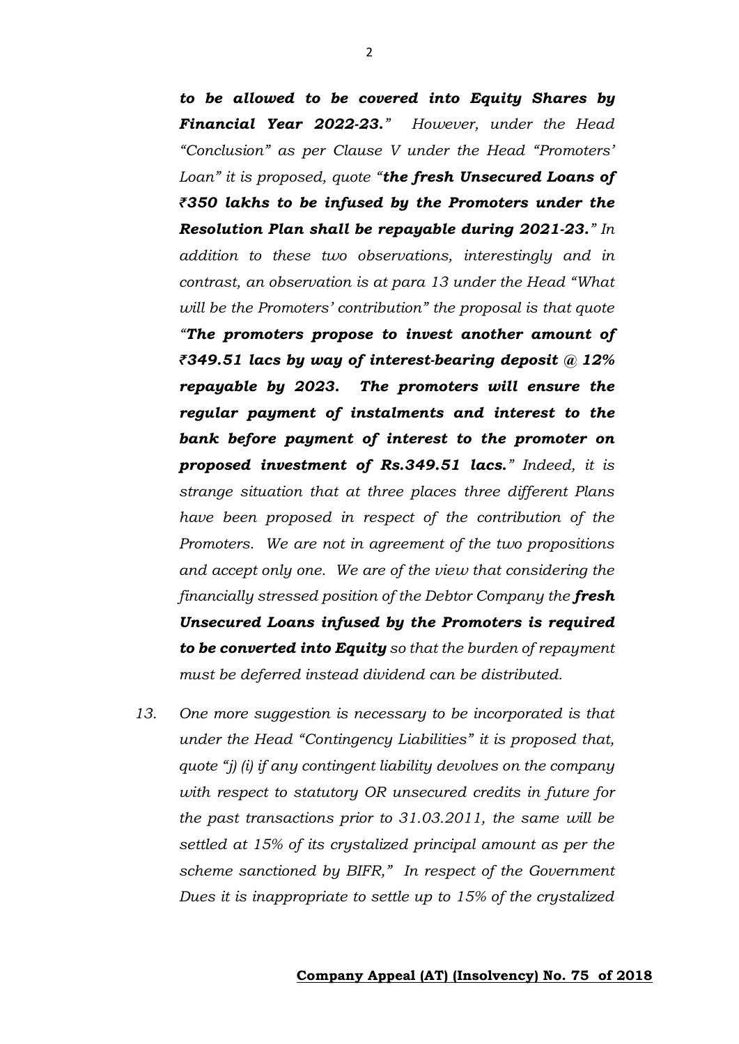*to be allowed to be covered into Equity Shares by **Financial Year 2022-23.**" However, under the Head "Conclusion" as per Clause V under the Head "Promoters' Loan" it is proposed, quote "**the fresh Unsecured Loans of ₹350 lakhs to be infused by the Promoters under the Resolution Plan shall be repayable during 2021-23.**" In addition to these two observations, interestingly and in contrast, an observation is at para 13 under the Head "What will be the Promoters' contribution" the proposal is that quote "**The promoters propose to invest another amount of ₹349.51 lacs by way of interest-bearing deposit @ 12% repayable by 2023. The promoters will ensure the regular payment of instalments and interest to the bank before payment of interest to the promoter on proposed investment of Rs.349.51 lacs.**" Indeed, it is strange situation that at three places three different Plans have been proposed in respect of the contribution of the Promoters. We are not in agreement of the two propositions and accept only one. We are of the view that considering the financially stressed position of the Debtor Company the **fresh Unsecured Loans infused by the Promoters is required to be converted into Equity** so that the burden of repayment must be deferred instead dividend can be distributed.*

13. *One more suggestion is necessary to be incorporated is that under the Head "Contingency Liabilities" it is proposed that, quote "j) (i) if any contingent liability devolves on the company with respect to statutory OR unsecured credits in future for the past transactions prior to 31.03.2011, the same will be settled at 15% of its crystalized principal amount as per the scheme sanctioned by BIFR," In respect of the Government Dues it is inappropriate to settle up to 15% of the crystalized*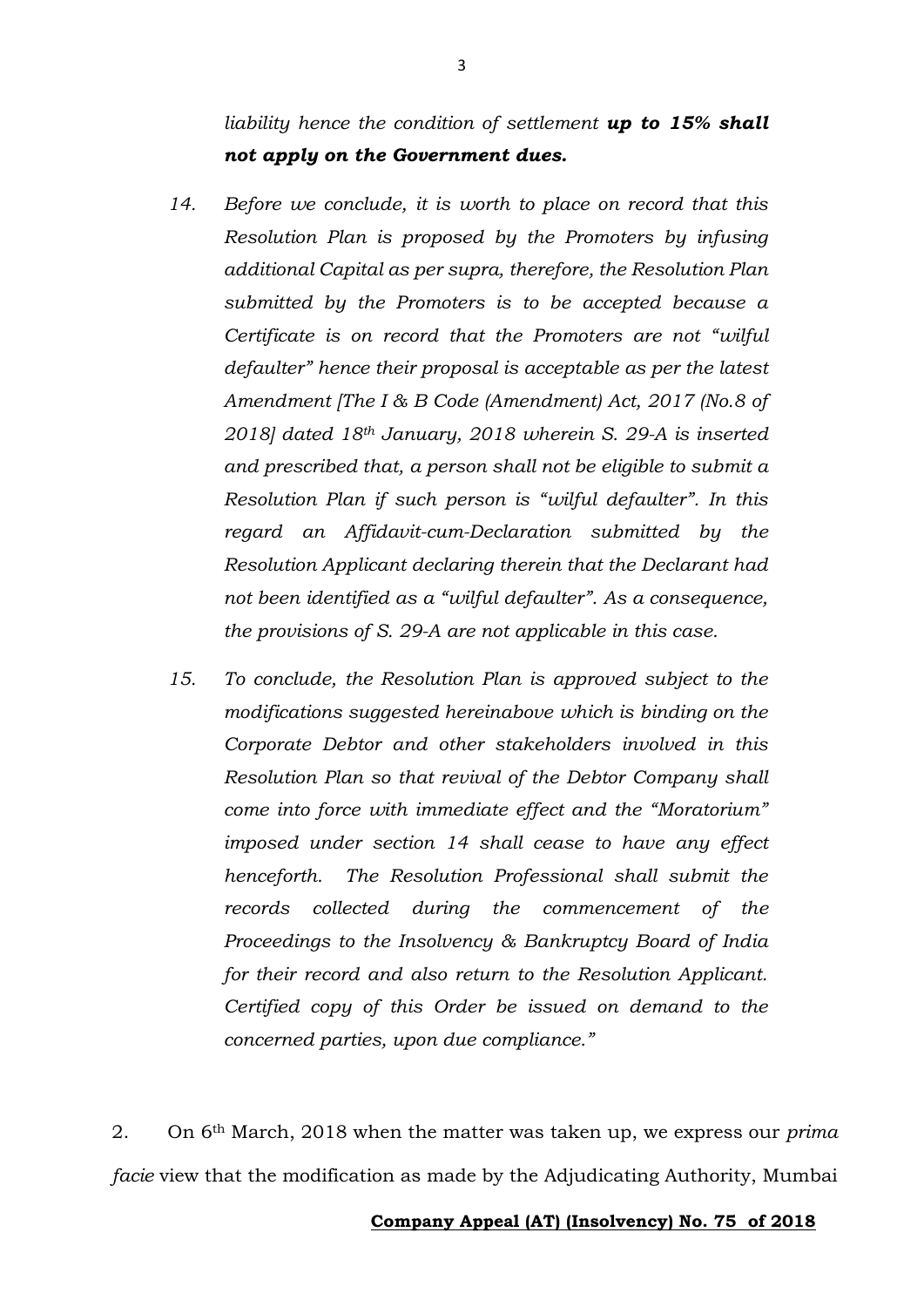*liability hence the condition of settlement **up to 15% shall not apply on the Government dues.***

*14. Before we conclude, it is worth to place on record that this Resolution Plan is proposed by the Promoters by infusing additional Capital as per supra, therefore, the Resolution Plan submitted by the Promoters is to be accepted because a Certificate is on record that the Promoters are not "wilful defaulter" hence their proposal is acceptable as per the latest Amendment [The I & B Code (Amendment) Act, 2017 (No.8 of 2018] dated 18th January, 2018 wherein S. 29-A is inserted and prescribed that, a person shall not be eligible to submit a Resolution Plan if such person is "wilful defaulter". In this regard an Affidavit-cum-Declaration submitted by the Resolution Applicant declaring therein that the Declarant had not been identified as a "wilful defaulter". As a consequence, the provisions of S. 29-A are not applicable in this case.*

*15. To conclude, the Resolution Plan is approved subject to the modifications suggested hereinabove which is binding on the Corporate Debtor and other stakeholders involved in this Resolution Plan so that revival of the Debtor Company shall come into force with immediate effect and the "Moratorium" imposed under section 14 shall cease to have any effect henceforth. The Resolution Professional shall submit the records collected during the commencement of the Proceedings to the Insolvency & Bankruptcy Board of India for their record and also return to the Resolution Applicant. Certified copy of this Order be issued on demand to the concerned parties, upon due compliance."*

2. On 6th March, 2018 when the matter was taken up, we express our *prima facie* view that the modification as made by the Adjudicating Authority, Mumbai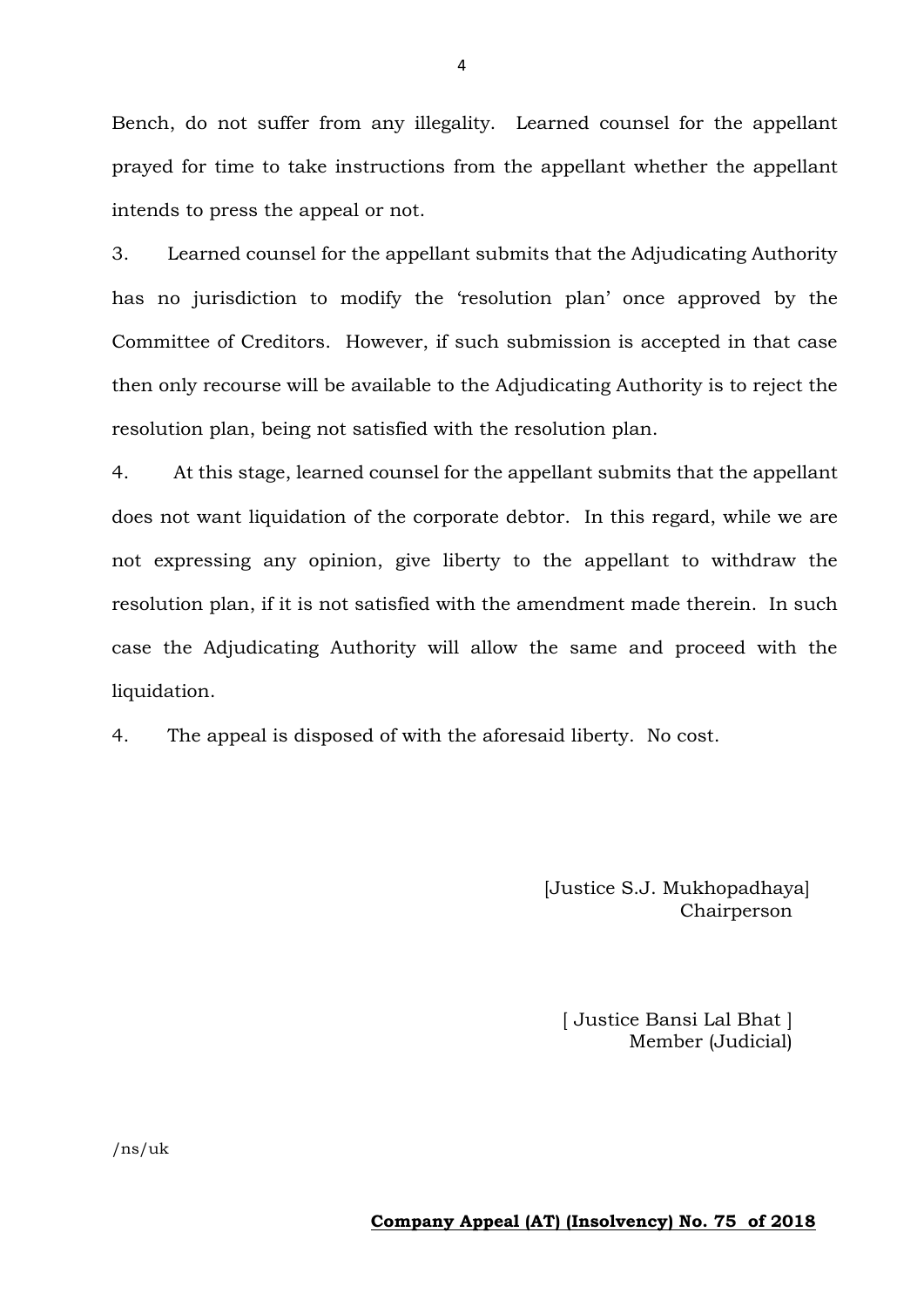Bench, do not suffer from any illegality. Learned counsel for the appellant prayed for time to take instructions from the appellant whether the appellant intends to press the appeal or not.

3. Learned counsel for the appellant submits that the Adjudicating Authority has no jurisdiction to modify the 'resolution plan' once approved by the Committee of Creditors. However, if such submission is accepted in that case then only recourse will be available to the Adjudicating Authority is to reject the resolution plan, being not satisfied with the resolution plan.

4. At this stage, learned counsel for the appellant submits that the appellant does not want liquidation of the corporate debtor. In this regard, while we are not expressing any opinion, give liberty to the appellant to withdraw the resolution plan, if it is not satisfied with the amendment made therein. In such case the Adjudicating Authority will allow the same and proceed with the liquidation.

4. The appeal is disposed of with the aforesaid liberty. No cost.

[Justice S.J. Mukhopadhaya]
Chairperson

[ Justice Bansi Lal Bhat ]
Member (Judicial)

/ns/uk

**Company Appeal (AT) (Insolvency) No. 75 of 2018**